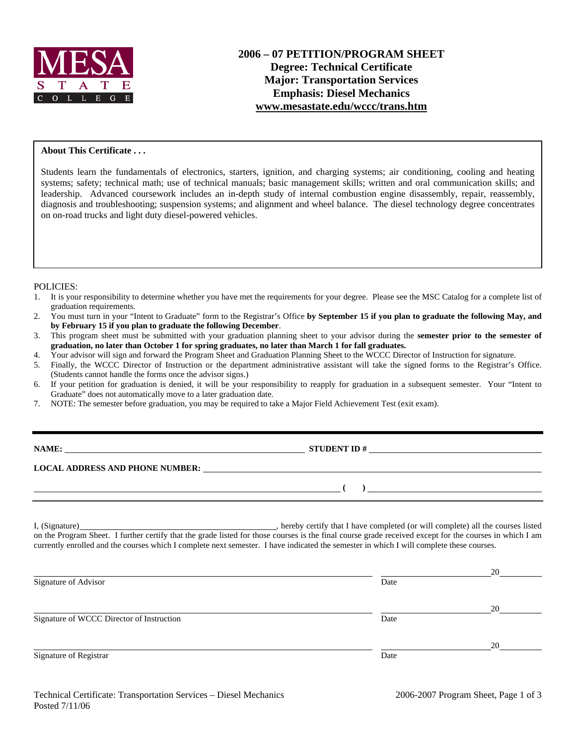MESA STATE COLLEGE

# 2006 – 07 PETITION/PROGRAM SHEET
## Degree: Technical Certificate
## Major: Transportation Services
## Emphasis: Diesel Mechanics
## www.mesastate.edu/wccc/trans.htm

**About This Certificate . . .**

Students learn the fundamentals of electronics, starters, ignition, and charging systems; air conditioning, cooling and heating systems; safety; technical math; use of technical manuals; basic management skills; written and oral communication skills; and leadership. Advanced coursework includes an in-depth study of internal combustion engine disassembly, repair, reassembly, diagnosis and troubleshooting; suspension systems; and alignment and wheel balance. The diesel technology degree concentrates on on-road trucks and light duty diesel-powered vehicles.

POLICIES:

1. It is your responsibility to determine whether you have met the requirements for your degree. Please see the MSC Catalog for a complete list of graduation requirements.
2. You must turn in your "Intent to Graduate" form to the Registrar's Office **by September 15 if you plan to graduate the following May, and by February 15 if you plan to graduate the following December**.
3. This program sheet must be submitted with your graduation planning sheet to your advisor during the **semester prior to the semester of graduation, no later than October 1 for spring graduates, no later than March 1 for fall graduates.**
4. Your advisor will sign and forward the Program Sheet and Graduation Planning Sheet to the WCCC Director of Instruction for signature.
5. Finally, the WCCC Director of Instruction or the department administrative assistant will take the signed forms to the Registrar's Office. (Students cannot handle the forms once the advisor signs.)
6. If your petition for graduation is denied, it will be your responsibility to reapply for graduation in a subsequent semester. Your "Intent to Graduate" does not automatically move to a later graduation date.
7. NOTE: The semester before graduation, you may be required to take a Major Field Achievement Test (exit exam).

---

**NAME:** ______________________________ **STUDENT ID #** ______________________________

**LOCAL ADDRESS AND PHONE NUMBER:** ______________________________

______________________________ **( )** ______________________________

I, (Signature)______________________________, hereby certify that I have completed (or will complete) all the courses listed on the Program Sheet. I further certify that the grade listed for those courses is the final course grade received except for the courses in which I am currently enrolled and the courses which I complete next semester. I have indicated the semester in which I will complete these courses.

______________________________ ______________ 20______
Signature of Advisor Date

______________________________ ______________ 20______
Signature of WCCC Director of Instruction Date

______________________________ ______________ 20______
Signature of Registrar Date

Technical Certificate: Transportation Services – Diesel Mechanics
Posted 7/11/06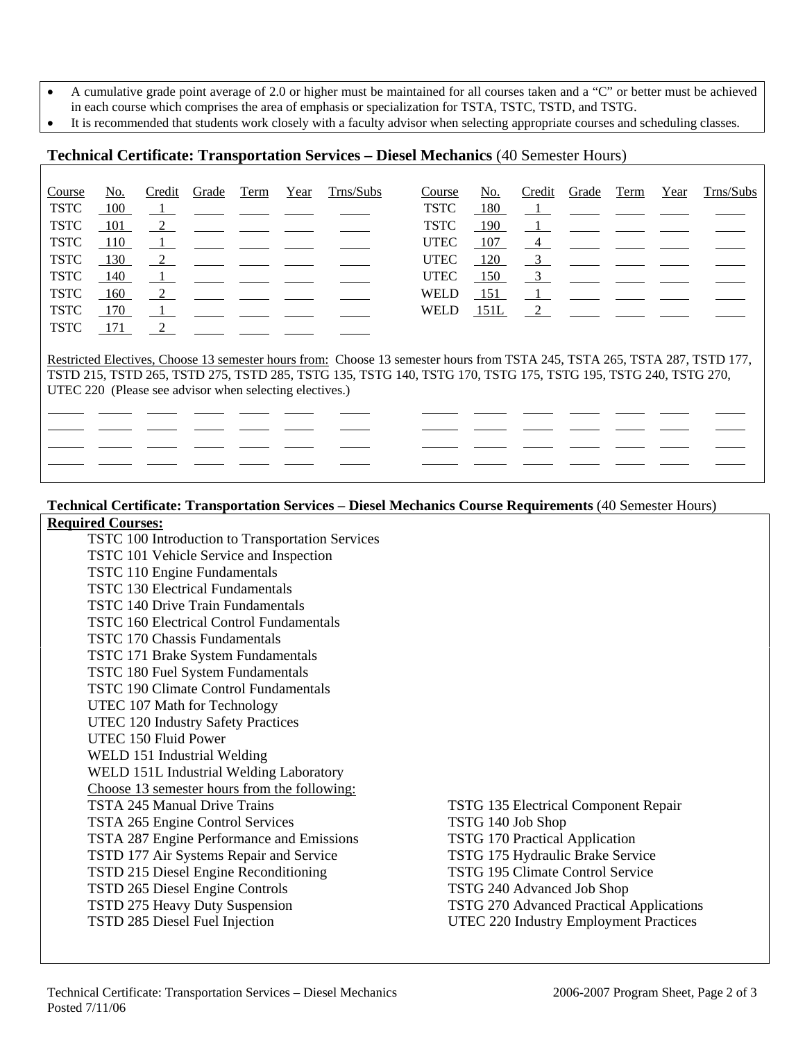- A cumulative grade point average of 2.0 or higher must be maintained for all courses taken and a "C" or better must be achieved in each course which comprises the area of emphasis or specialization for TSTA, TSTC, TSTD, and TSTG.
- It is recommended that students work closely with a faculty advisor when selecting appropriate courses and scheduling classes.

## Technical Certificate: Transportation Services – Diesel Mechanics (40 Semester Hours)

| Course | No. | Credit | Grade | Term | Year | Trns/Subs | Course | No. | Credit | Grade | Term | Year | Trns/Subs |
|---|---|---|---|---|---|---|---|---|---|---|---|---|---|
| TSTC | 100 | 1 | | | | | TSTC | 180 | 1 | | | | |
| TSTC | 101 | 2 | | | | | TSTC | 190 | 1 | | | | |
| TSTC | 110 | 1 | | | | | UTEC | 107 | 4 | | | | |
| TSTC | 130 | 2 | | | | | UTEC | 120 | 3 | | | | |
| TSTC | 140 | 1 | | | | | UTEC | 150 | 3 | | | | |
| TSTC | 160 | 2 | | | | | WELD | 151 | 1 | | | | |
| TSTC | 170 | 1 | | | | | WELD | 151L | 2 | | | | |
| TSTC | 171 | 2 | | | | | | | | | | | |

Restricted Electives, Choose 13 semester hours from: Choose 13 semester hours from TSTA 245, TSTA 265, TSTA 287, TSTD 177, TSTD 215, TSTD 265, TSTD 275, TSTD 285, TSTG 135, TSTG 140, TSTG 170, TSTG 175, TSTG 195, TSTG 240, TSTG 270, UTEC 220 (Please see advisor when selecting electives.)

| | | | | | | | | | | | | | |
|---|---|---|---|---|---|---|---|---|---|---|---|---|---|
| | | | | | | | | | | | | | |
| | | | | | | | | | | | | | |
| | | | | | | | | | | | | | |
| | | | | | | | | | | | | | |

## Technical Certificate: Transportation Services – Diesel Mechanics Course Requirements (40 Semester Hours)

**Required Courses:**

- TSTC 100 Introduction to Transportation Services
- TSTC 101 Vehicle Service and Inspection
- TSTC 110 Engine Fundamentals
- TSTC 130 Electrical Fundamentals
- TSTC 140 Drive Train Fundamentals
- TSTC 160 Electrical Control Fundamentals
- TSTC 170 Chassis Fundamentals
- TSTC 171 Brake System Fundamentals
- TSTC 180 Fuel System Fundamentals
- TSTC 190 Climate Control Fundamentals
- UTEC 107 Math for Technology
- UTEC 120 Industry Safety Practices
- UTEC 150 Fluid Power
- WELD 151 Industrial Welding
- WELD 151L Industrial Welding Laboratory

Choose 13 semester hours from the following:

- TSTA 245 Manual Drive Trains
- TSTA 265 Engine Control Services
- TSTA 287 Engine Performance and Emissions
- TSTD 177 Air Systems Repair and Service
- TSTD 215 Diesel Engine Reconditioning
- TSTD 265 Diesel Engine Controls
- TSTD 275 Heavy Duty Suspension
- TSTD 285 Diesel Fuel Injection
- TSTG 135 Electrical Component Repair
- TSTG 140 Job Shop
- TSTG 170 Practical Application
- TSTG 175 Hydraulic Brake Service
- TSTG 195 Climate Control Service
- TSTG 240 Advanced Job Shop
- TSTG 270 Advanced Practical Applications
- UTEC 220 Industry Employment Practices

Technical Certificate: Transportation Services – Diesel Mechanics
Posted 7/11/06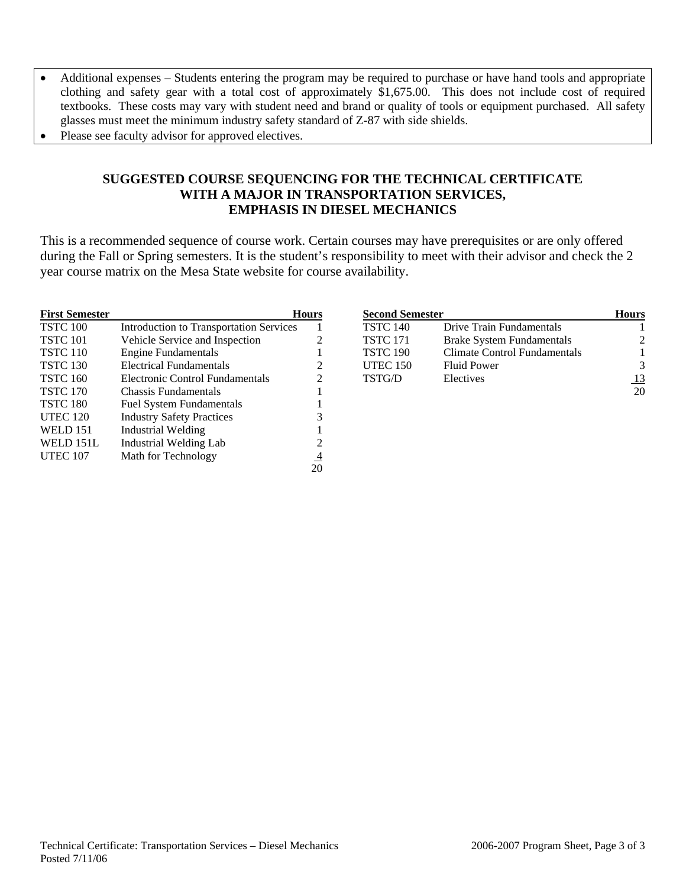- Additional expenses – Students entering the program may be required to purchase or have hand tools and appropriate clothing and safety gear with a total cost of approximately $1,675.00. This does not include cost of required textbooks. These costs may vary with student need and brand or quality of tools or equipment purchased. All safety glasses must meet the minimum industry safety standard of Z-87 with side shields.
- Please see faculty advisor for approved electives.

### SUGGESTED COURSE SEQUENCING FOR THE TECHNICAL CERTIFICATE WITH A MAJOR IN TRANSPORTATION SERVICES, EMPHASIS IN DIESEL MECHANICS

This is a recommended sequence of course work. Certain courses may have prerequisites or are only offered during the Fall or Spring semesters. It is the student's responsibility to meet with their advisor and check the 2 year course matrix on the Mesa State website for course availability.

| First Semester | | Hours |
|---|---|---|
| TSTC 100 | Introduction to Transportation Services | 1 |
| TSTC 101 | Vehicle Service and Inspection | 2 |
| TSTC 110 | Engine Fundamentals | 1 |
| TSTC 130 | Electrical Fundamentals | 2 |
| TSTC 160 | Electronic Control Fundamentals | 2 |
| TSTC 170 | Chassis Fundamentals | 1 |
| TSTC 180 | Fuel System Fundamentals | 1 |
| UTEC 120 | Industry Safety Practices | 3 |
| WELD 151 | Industrial Welding | 1 |
| WELD 151L | Industrial Welding Lab | 2 |
| UTEC 107 | Math for Technology | 4 |
| | | 20 |

| Second Semester | | Hours |
|---|---|---|
| TSTC 140 | Drive Train Fundamentals | 1 |
| TSTC 171 | Brake System Fundamentals | 2 |
| TSTC 190 | Climate Control Fundamentals | 1 |
| UTEC 150 | Fluid Power | 3 |
| TSTG/D | Electives | 13 |
| | | 20 |